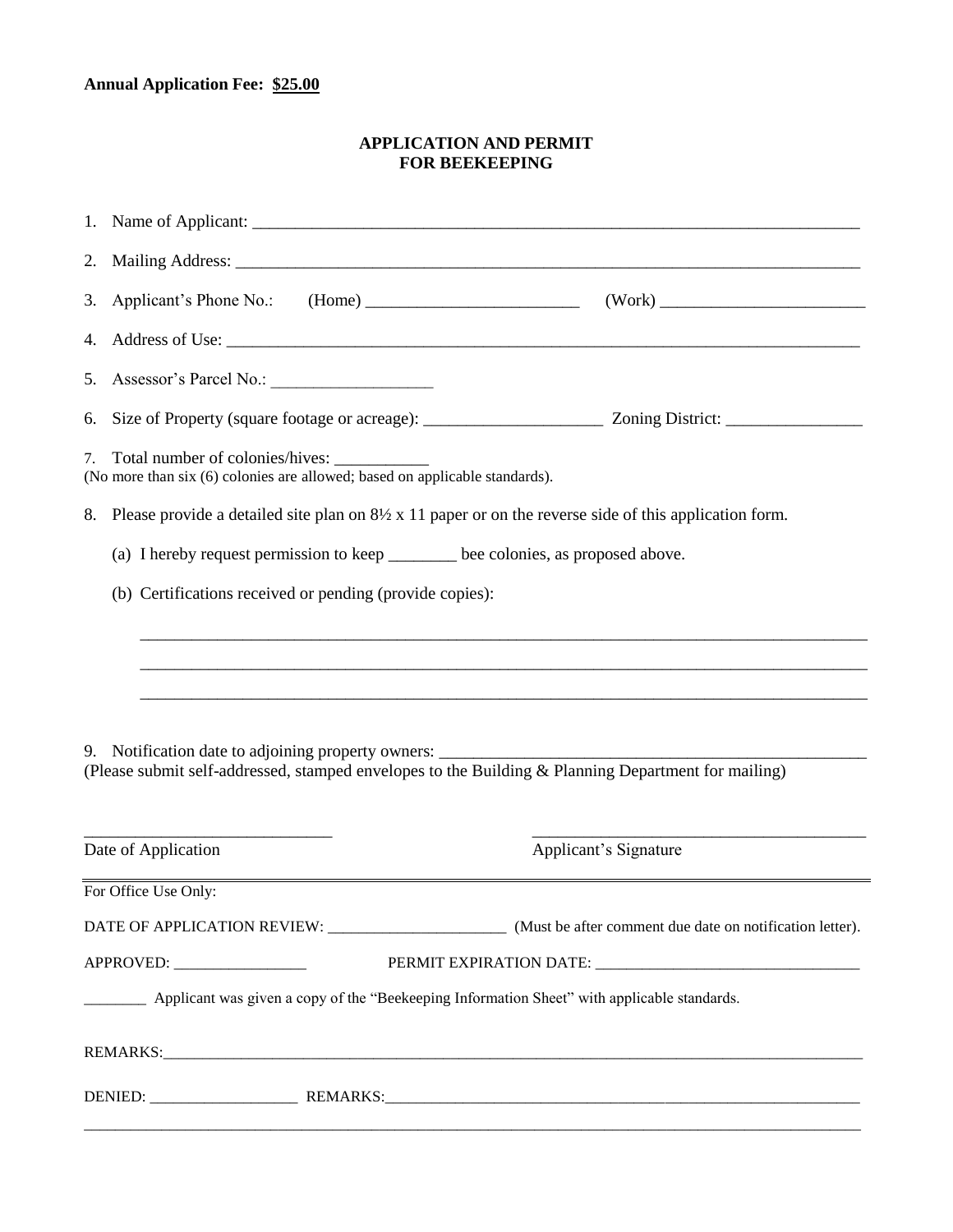**Annual Application Fee: $25.00**

# APPLICATION AND PERMIT FOR BEEKEEPING

1. Name of Applicant: ___________________________________________________________________________

2. Mailing Address: ____________________________________________________________________________

3. Applicant's Phone No.: (Home) _________________________ (Work) ________________________

4. Address of Use: ______________________________________________________________________________

5. Assessor's Parcel No.: ___________________

6. Size of Property (square footage or acreage): _____________________ Zoning District: ________________

7. Total number of colonies/hives: ___________
(No more than six (6) colonies are allowed; based on applicable standards).

8. Please provide a detailed site plan on 8½ x 11 paper or on the reverse side of this application form.

   (a) I hereby request permission to keep ________ bee colonies, as proposed above.

   (b) Certifications received or pending (provide copies):

   _____________________________________________________________________________________

   _____________________________________________________________________________________

   _____________________________________________________________________________________

9. Notification date to adjoining property owners: ___________________________________________________
(Please submit self-addressed, stamped envelopes to the Building & Planning Department for mailing)

_____________________________ ________________________________________
Date of Application Applicant's Signature

---

For Office Use Only:

DATE OF APPLICATION REVIEW: ______________________ (Must be after comment due date on notification letter).

APPROVED: _________________ PERMIT EXPIRATION DATE: _________________________________

________ Applicant was given a copy of the "Beekeeping Information Sheet" with applicable standards.

REMARKS:_____________________________________________________________________________________________

DENIED: ___________________ REMARKS:_______________________________________________________________

_____________________________________________________________________________________________________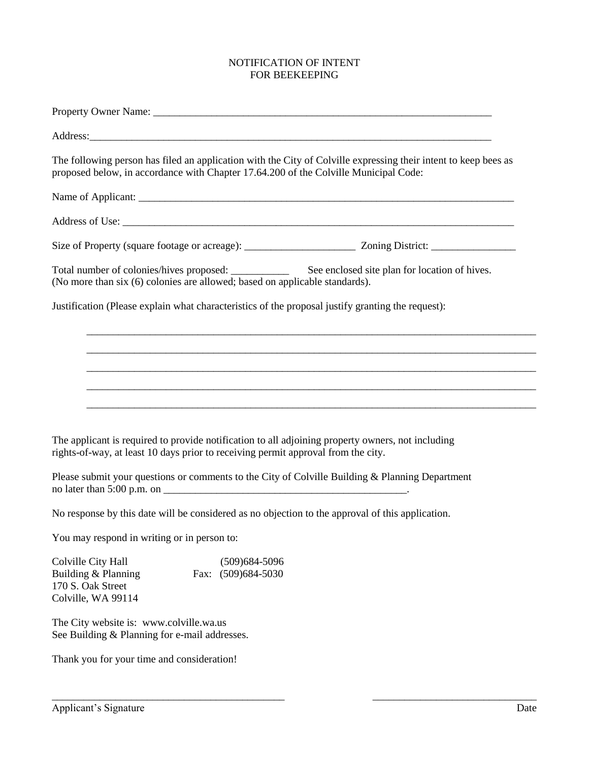# NOTIFICATION OF INTENT
# FOR BEEKEEPING

Property Owner Name: ___________________________________________________________________

Address:_______________________________________________________________________________

The following person has filed an application with the City of Colville expressing their intent to keep bees as proposed below, in accordance with Chapter 17.64.200 of the Colville Municipal Code:

Name of Applicant: ____________________________________________________________________

Address of Use: _______________________________________________________________________

Size of Property (square footage or acreage): _____________________ Zoning District: ________________

Total number of colonies/hives proposed: ___________ See enclosed site plan for location of hives.
(No more than six (6) colonies are allowed; based on applicable standards).

Justification (Please explain what characteristics of the proposal justify granting the request):

_________________________________________________________________________________________

_________________________________________________________________________________________

_________________________________________________________________________________________

_________________________________________________________________________________________

_________________________________________________________________________________________

The applicant is required to provide notification to all adjoining property owners, not including rights-of-way, at least 10 days prior to receiving permit approval from the city.

Please submit your questions or comments to the City of Colville Building & Planning Department no later than 5:00 p.m. on ______________________________________________.

No response by this date will be considered as no objection to the approval of this application.

You may respond in writing or in person to:

Colville City Hall (509)684-5096
Building & Planning Fax: (509)684-5030
170 S. Oak Street
Colville, WA 99114

The City website is: www.colville.wa.us
See Building & Planning for e-mail addresses.

Thank you for your time and consideration!

_____________________________________________ _______________________________
Applicant's Signature Date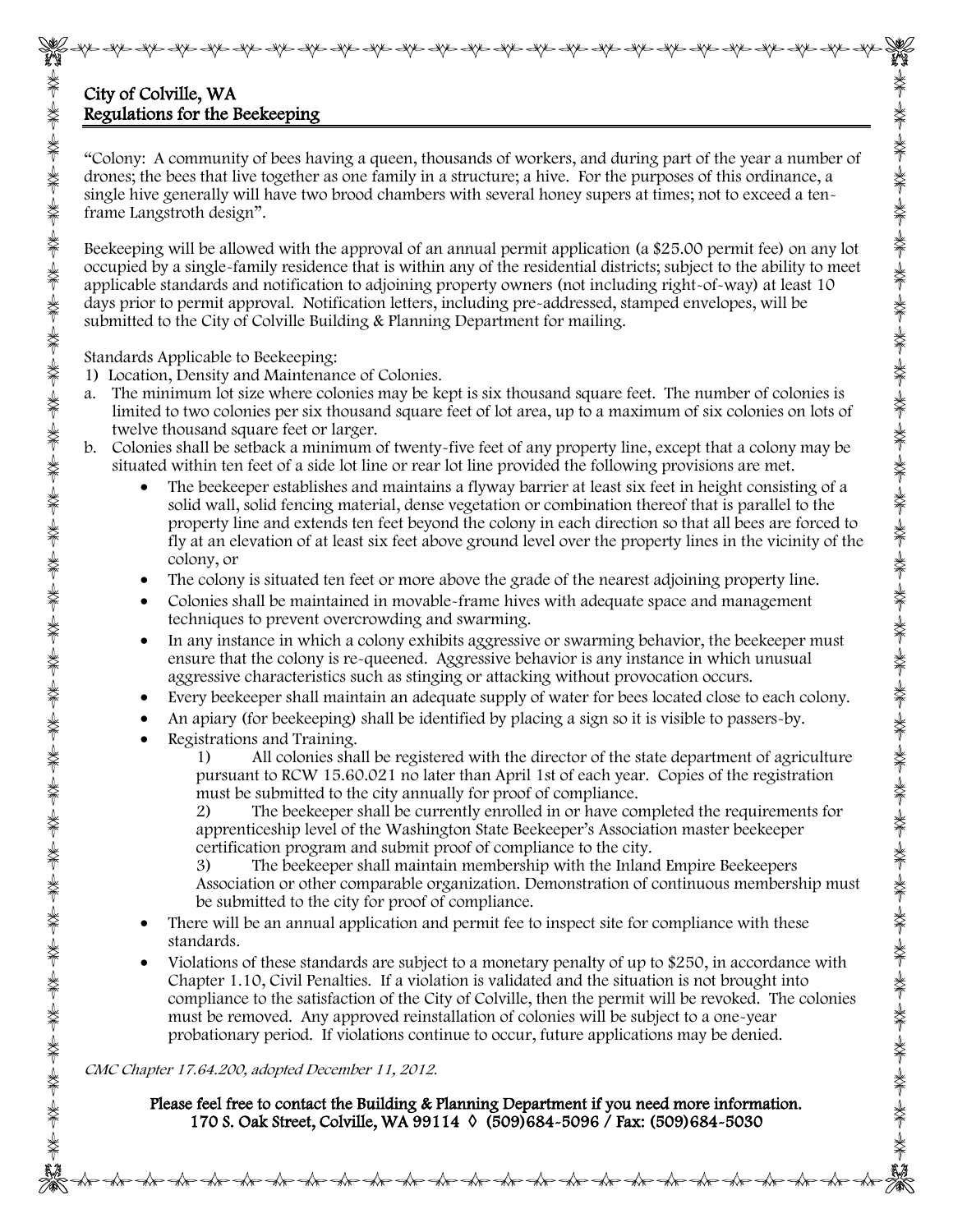## City of Colville, WA
## Regulations for the Beekeeping

"Colony: A community of bees having a queen, thousands of workers, and during part of the year a number of drones; the bees that live together as one family in a structure; a hive. For the purposes of this ordinance, a single hive generally will have two brood chambers with several honey supers at times; not to exceed a ten-frame Langstroth design".

Beekeeping will be allowed with the approval of an annual permit application (a $25.00 permit fee) on any lot occupied by a single-family residence that is within any of the residential districts; subject to the ability to meet applicable standards and notification to adjoining property owners (not including right-of-way) at least 10 days prior to permit approval. Notification letters, including pre-addressed, stamped envelopes, will be submitted to the City of Colville Building & Planning Department for mailing.

Standards Applicable to Beekeeping:

1) Location, Density and Maintenance of Colonies.

a. The minimum lot size where colonies may be kept is six thousand square feet. The number of colonies is limited to two colonies per six thousand square feet of lot area, up to a maximum of six colonies on lots of twelve thousand square feet or larger.

b. Colonies shall be setback a minimum of twenty-five feet of any property line, except that a colony may be situated within ten feet of a side lot line or rear lot line provided the following provisions are met.

- The beekeeper establishes and maintains a flyway barrier at least six feet in height consisting of a solid wall, solid fencing material, dense vegetation or combination thereof that is parallel to the property line and extends ten feet beyond the colony in each direction so that all bees are forced to fly at an elevation of at least six feet above ground level over the property lines in the vicinity of the colony, or
- The colony is situated ten feet or more above the grade of the nearest adjoining property line.
- Colonies shall be maintained in movable-frame hives with adequate space and management techniques to prevent overcrowding and swarming.
- In any instance in which a colony exhibits aggressive or swarming behavior, the beekeeper must ensure that the colony is re-queened. Aggressive behavior is any instance in which unusual aggressive characteristics such as stinging or attacking without provocation occurs.
- Every beekeeper shall maintain an adequate supply of water for bees located close to each colony.
- An apiary (for beekeeping) shall be identified by placing a sign so it is visible to passers-by.
- Registrations and Training.
  1) All colonies shall be registered with the director of the state department of agriculture pursuant to RCW 15.60.021 no later than April 1st of each year. Copies of the registration must be submitted to the city annually for proof of compliance.
  2) The beekeeper shall be currently enrolled in or have completed the requirements for apprenticeship level of the Washington State Beekeeper's Association master beekeeper certification program and submit proof of compliance to the city.
  3) The beekeeper shall maintain membership with the Inland Empire Beekeepers Association or other comparable organization. Demonstration of continuous membership must be submitted to the city for proof of compliance.
- There will be an annual application and permit fee to inspect site for compliance with these standards.
- Violations of these standards are subject to a monetary penalty of up to $250, in accordance with Chapter 1.10, Civil Penalties. If a violation is validated and the situation is not brought into compliance to the satisfaction of the City of Colville, then the permit will be revoked. The colonies must be removed. Any approved reinstallation of colonies will be subject to a one-year probationary period. If violations continue to occur, future applications may be denied.

*CMC Chapter 17.64.200, adopted December 11, 2012.*

**Please feel free to contact the Building & Planning Department if you need more information.**
**170 S. Oak Street, Colville, WA 99114 ◊ (509)684-5096 / Fax: (509)684-5030**